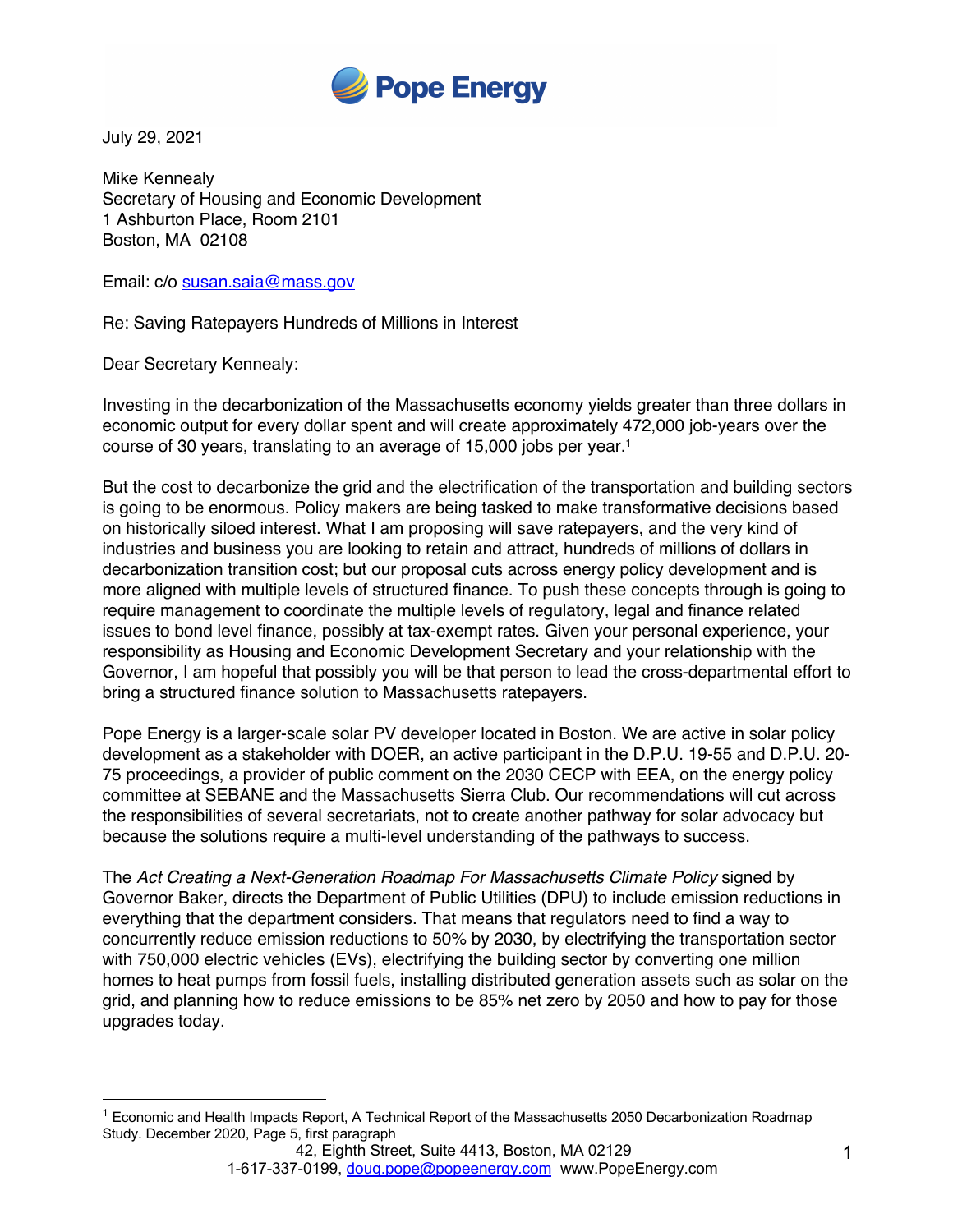Pope Energy

July 29, 2021

Mike Kennealy
Secretary of Housing and Economic Development
1 Ashburton Place, Room 2101
Boston, MA 02108

Email: c/o susan.saia@mass.gov

Re: Saving Ratepayers Hundreds of Millions in Interest

Dear Secretary Kennealy:

Investing in the decarbonization of the Massachusetts economy yields greater than three dollars in economic output for every dollar spent and will create approximately 472,000 job-years over the course of 30 years, translating to an average of 15,000 jobs per year.[1]

But the cost to decarbonize the grid and the electrification of the transportation and building sectors is going to be enormous. Policy makers are being tasked to make transformative decisions based on historically siloed interest. What I am proposing will save ratepayers, and the very kind of industries and business you are looking to retain and attract, hundreds of millions of dollars in decarbonization transition cost; but our proposal cuts across energy policy development and is more aligned with multiple levels of structured finance. To push these concepts through is going to require management to coordinate the multiple levels of regulatory, legal and finance related issues to bond level finance, possibly at tax-exempt rates. Given your personal experience, your responsibility as Housing and Economic Development Secretary and your relationship with the Governor, I am hopeful that possibly you will be that person to lead the cross-departmental effort to bring a structured finance solution to Massachusetts ratepayers.

Pope Energy is a larger-scale solar PV developer located in Boston. We are active in solar policy development as a stakeholder with DOER, an active participant in the D.P.U. 19-55 and D.P.U. 20-75 proceedings, a provider of public comment on the 2030 CECP with EEA, on the energy policy committee at SEBANE and the Massachusetts Sierra Club. Our recommendations will cut across the responsibilities of several secretariats, not to create another pathway for solar advocacy but because the solutions require a multi-level understanding of the pathways to success.

The *Act Creating a Next-Generation Roadmap For Massachusetts Climate Policy* signed by Governor Baker, directs the Department of Public Utilities (DPU) to include emission reductions in everything that the department considers. That means that regulators need to find a way to concurrently reduce emission reductions to 50% by 2030, by electrifying the transportation sector with 750,000 electric vehicles (EVs), electrifying the building sector by converting one million homes to heat pumps from fossil fuels, installing distributed generation assets such as solar on the grid, and planning how to reduce emissions to be 85% net zero by 2050 and how to pay for those upgrades today.

[1] Economic and Health Impacts Report, A Technical Report of the Massachusetts 2050 Decarbonization Roadmap Study. December 2020, Page 5, first paragraph

42, Eighth Street, Suite 4413, Boston, MA 02129
1-617-337-0199, doug.pope@popeenergy.com www.PopeEnergy.com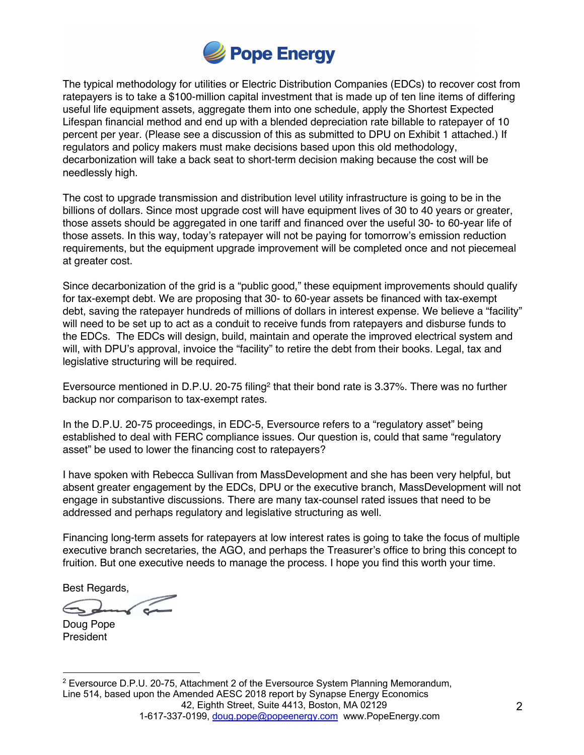The typical methodology for utilities or Electric Distribution Companies (EDCs) to recover cost from ratepayers is to take a $100-million capital investment that is made up of ten line items of differing useful life equipment assets, aggregate them into one schedule, apply the Shortest Expected Lifespan financial method and end up with a blended depreciation rate billable to ratepayer of 10 percent per year. (Please see a discussion of this as submitted to DPU on Exhibit 1 attached.) If regulators and policy makers must make decisions based upon this old methodology, decarbonization will take a back seat to short-term decision making because the cost will be needlessly high.

The cost to upgrade transmission and distribution level utility infrastructure is going to be in the billions of dollars. Since most upgrade cost will have equipment lives of 30 to 40 years or greater, those assets should be aggregated in one tariff and financed over the useful 30- to 60-year life of those assets. In this way, today's ratepayer will not be paying for tomorrow's emission reduction requirements, but the equipment upgrade improvement will be completed once and not piecemeal at greater cost.

Since decarbonization of the grid is a "public good," these equipment improvements should qualify for tax-exempt debt. We are proposing that 30- to 60-year assets be financed with tax-exempt debt, saving the ratepayer hundreds of millions of dollars in interest expense. We believe a "facility" will need to be set up to act as a conduit to receive funds from ratepayers and disburse funds to the EDCs. The EDCs will design, build, maintain and operate the improved electrical system and will, with DPU's approval, invoice the "facility" to retire the debt from their books. Legal, tax and legislative structuring will be required.

Eversource mentioned in D.P.U. 20-75 filing[2] that their bond rate is 3.37%. There was no further backup nor comparison to tax-exempt rates.

In the D.P.U. 20-75 proceedings, in EDC-5, Eversource refers to a "regulatory asset" being established to deal with FERC compliance issues. Our question is, could that same "regulatory asset" be used to lower the financing cost to ratepayers?

I have spoken with Rebecca Sullivan from MassDevelopment and she has been very helpful, but absent greater engagement by the EDCs, DPU or the executive branch, MassDevelopment will not engage in substantive discussions. There are many tax-counsel rated issues that need to be addressed and perhaps regulatory and legislative structuring as well.

Financing long-term assets for ratepayers at low interest rates is going to take the focus of multiple executive branch secretaries, the AGO, and perhaps the Treasurer's office to bring this concept to fruition. But one executive needs to manage the process. I hope you find this worth your time.

Best Regards,

Doug Pope
President

---

[2] Eversource D.P.U. 20-75, Attachment 2 of the Eversource System Planning Memorandum, Line 514, based upon the Amended AESC 2018 report by Synapse Energy Economics

42, Eighth Street, Suite 4413, Boston, MA 02129
1-617-337-0199, doug.pope@popeenergy.com www.PopeEnergy.com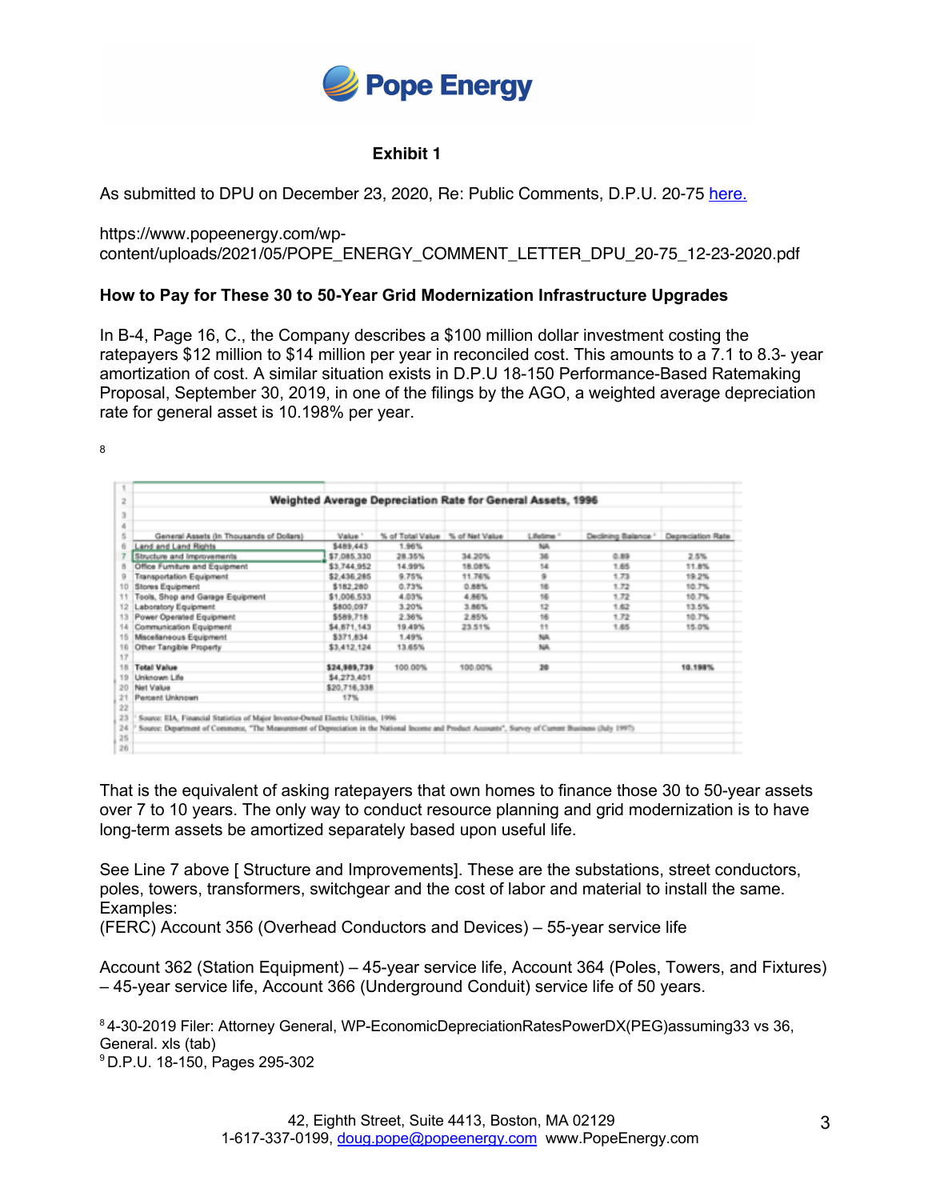## Exhibit 1

As submitted to DPU on December 23, 2020, Re: Public Comments, D.P.U. 20-75 here.

https://www.popeenergy.com/wp-content/uploads/2021/05/POPE_ENERGY_COMMENT_LETTER_DPU_20-75_12-23-2020.pdf

**How to Pay for These 30 to 50-Year Grid Modernization Infrastructure Upgrades**

In B-4, Page 16, C., the Company describes a $100 million dollar investment costing the ratepayers $12 million to $14 million per year in reconciled cost. This amounts to a 7.1 to 8.3- year amortization of cost. A similar situation exists in D.P.U 18-150 Performance-Based Ratemaking Proposal, September 30, 2019, in one of the filings by the AGO, a weighted average depreciation rate for general asset is 10.198% per year.

[8]

**Weighted Average Depreciation Rate for General Assets, 1996**

| General Assets (In Thousands of Dollars) | Value [1] | % of Total Value | % of Net Value | Lifetime [2] | Declining Balance [2] | Depreciation Rate |
|---|---|---|---|---|---|---|
| Land and Land Rights | $489,443 | 1.96% | | NA | | |
| Structure and Improvements | $7,085,330 | 28.35% | 34.20% | 36 | 0.89 | 2.5% |
| Office Furniture and Equipment | $3,744,952 | 14.99% | 18.08% | 14 | 1.65 | 11.8% |
| Transportation Equipment | $2,436,285 | 9.75% | 11.76% | 9 | 1.73 | 19.2% |
| Stores Equipment | $182,280 | 0.73% | 0.88% | 16 | 1.72 | 10.7% |
| Tools, Shop and Garage Equipment | $1,006,533 | 4.03% | 4.86% | 16 | 1.72 | 10.7% |
| Laboratory Equipment | $800,097 | 3.20% | 3.86% | 12 | 1.62 | 13.5% |
| Power Operated Equipment | $589,718 | 2.36% | 2.85% | 16 | 1.72 | 10.7% |
| Communication Equipment | $4,871,143 | 19.49% | 23.51% | 11 | 1.65 | 15.0% |
| Miscellaneous Equipment | $371,834 | 1.49% | | NA | | |
| Other Tangible Property | $3,412,124 | 13.65% | | NA | | |
| | | | | | | |
| **Total Value** | **$24,989,739** | 100.00% | 100.00% | **20** | | **10.198%** |
| Unknown Life | $4,273,401 | | | | | |
| Net Value | $20,716,338 | | | | | |
| Percent Unknown | 17% | | | | | |

[1] Source: EIA, Financial Statistics of Major Investor-Owned Electric Utilities, 1996

[2] Source: Department of Commerce, "The Measurement of Depreciation in the National Income and Product Accounts", Survey of Current Business (July 1997)

That is the equivalent of asking ratepayers that own homes to finance those 30 to 50-year assets over 7 to 10 years. The only way to conduct resource planning and grid modernization is to have long-term assets be amortized separately based upon useful life.

See Line 7 above [ Structure and Improvements]. These are the substations, street conductors, poles, towers, transformers, switchgear and the cost of labor and material to install the same. Examples:
(FERC) Account 356 (Overhead Conductors and Devices) – 55-year service life

Account 362 (Station Equipment) – 45-year service life, Account 364 (Poles, Towers, and Fixtures) – 45-year service life, Account 366 (Underground Conduit) service life of 50 years.

[8] 4-30-2019 Filer: Attorney General, WP-EconomicDepreciationRatesPowerDX(PEG)assuming33 vs 36, General. xls (tab)
[9] D.P.U. 18-150, Pages 295-302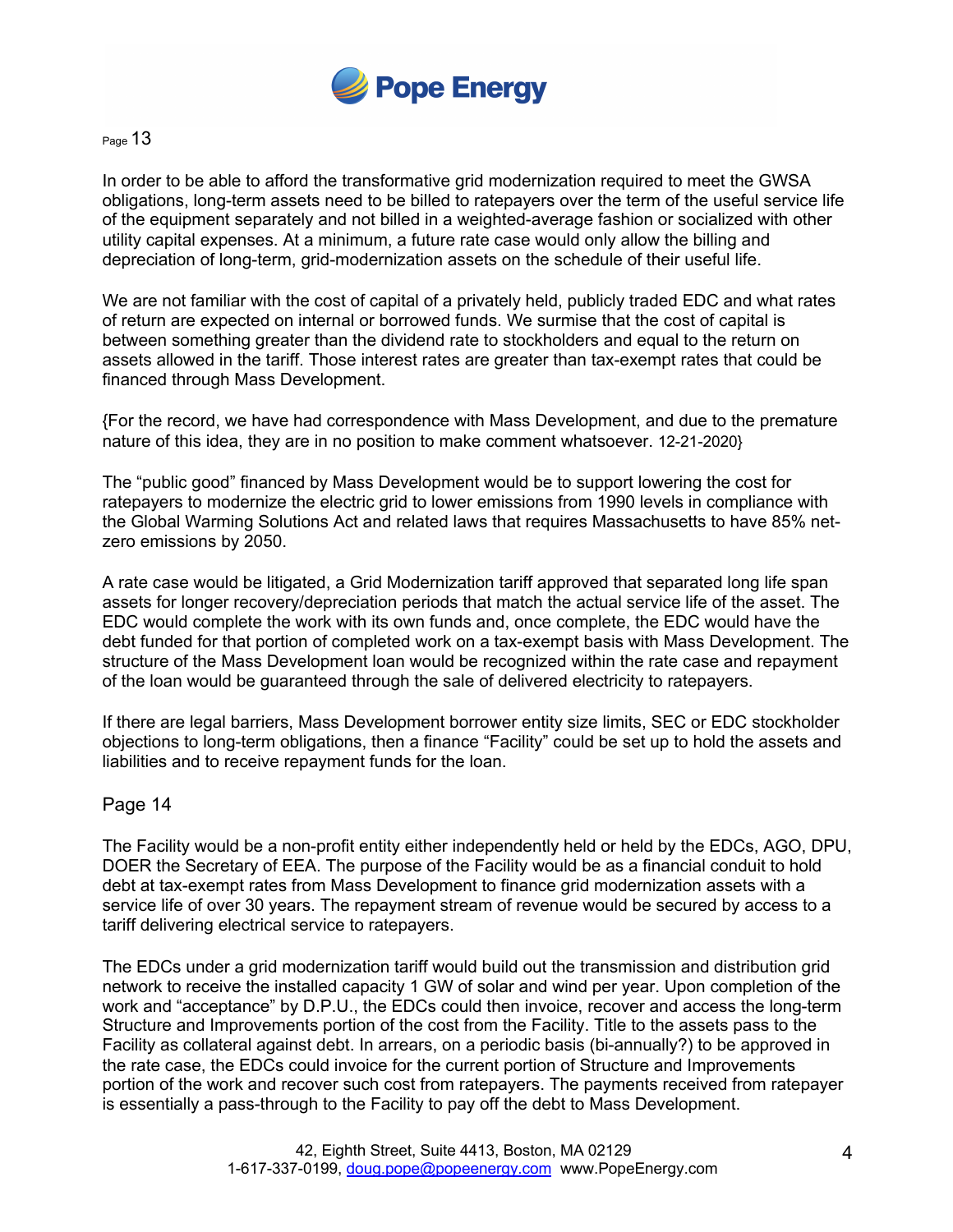Page 13

In order to be able to afford the transformative grid modernization required to meet the GWSA obligations, long-term assets need to be billed to ratepayers over the term of the useful service life of the equipment separately and not billed in a weighted-average fashion or socialized with other utility capital expenses. At a minimum, a future rate case would only allow the billing and depreciation of long-term, grid-modernization assets on the schedule of their useful life.

We are not familiar with the cost of capital of a privately held, publicly traded EDC and what rates of return are expected on internal or borrowed funds. We surmise that the cost of capital is between something greater than the dividend rate to stockholders and equal to the return on assets allowed in the tariff. Those interest rates are greater than tax-exempt rates that could be financed through Mass Development.

{For the record, we have had correspondence with Mass Development, and due to the premature nature of this idea, they are in no position to make comment whatsoever. 12-21-2020}

The "public good" financed by Mass Development would be to support lowering the cost for ratepayers to modernize the electric grid to lower emissions from 1990 levels in compliance with the Global Warming Solutions Act and related laws that requires Massachusetts to have 85% net-zero emissions by 2050.

A rate case would be litigated, a Grid Modernization tariff approved that separated long life span assets for longer recovery/depreciation periods that match the actual service life of the asset. The EDC would complete the work with its own funds and, once complete, the EDC would have the debt funded for that portion of completed work on a tax-exempt basis with Mass Development. The structure of the Mass Development loan would be recognized within the rate case and repayment of the loan would be guaranteed through the sale of delivered electricity to ratepayers.

If there are legal barriers, Mass Development borrower entity size limits, SEC or EDC stockholder objections to long-term obligations, then a finance "Facility" could be set up to hold the assets and liabilities and to receive repayment funds for the loan.

Page 14

The Facility would be a non-profit entity either independently held or held by the EDCs, AGO, DPU, DOER the Secretary of EEA. The purpose of the Facility would be as a financial conduit to hold debt at tax-exempt rates from Mass Development to finance grid modernization assets with a service life of over 30 years. The repayment stream of revenue would be secured by access to a tariff delivering electrical service to ratepayers.

The EDCs under a grid modernization tariff would build out the transmission and distribution grid network to receive the installed capacity 1 GW of solar and wind per year. Upon completion of the work and "acceptance" by D.P.U., the EDCs could then invoice, recover and access the long-term Structure and Improvements portion of the cost from the Facility. Title to the assets pass to the Facility as collateral against debt. In arrears, on a periodic basis (bi-annually?) to be approved in the rate case, the EDCs could invoice for the current portion of Structure and Improvements portion of the work and recover such cost from ratepayers. The payments received from ratepayer is essentially a pass-through to the Facility to pay off the debt to Mass Development.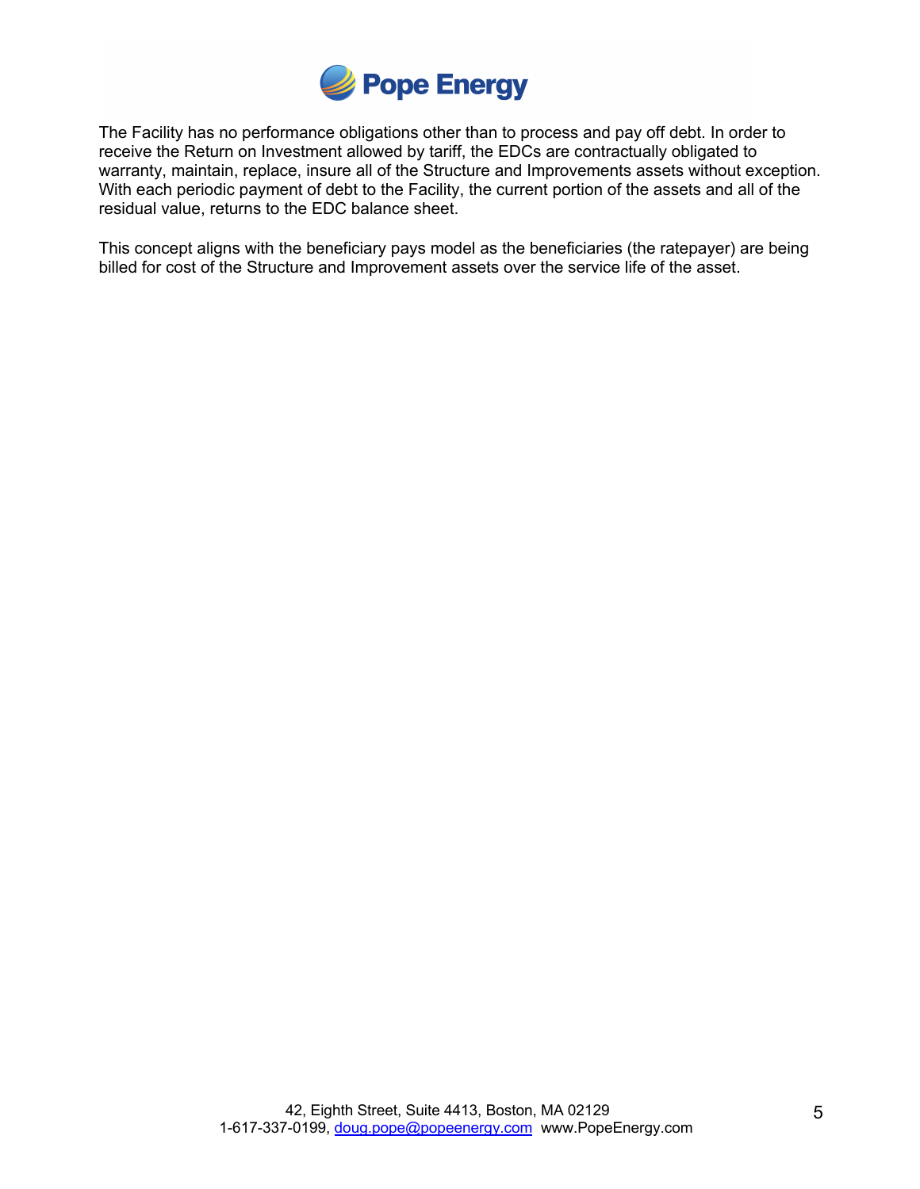The Facility has no performance obligations other than to process and pay off debt. In order to receive the Return on Investment allowed by tariff, the EDCs are contractually obligated to warranty, maintain, replace, insure all of the Structure and Improvements assets without exception. With each periodic payment of debt to the Facility, the current portion of the assets and all of the residual value, returns to the EDC balance sheet.

This concept aligns with the beneficiary pays model as the beneficiaries (the ratepayer) are being billed for cost of the Structure and Improvement assets over the service life of the asset.